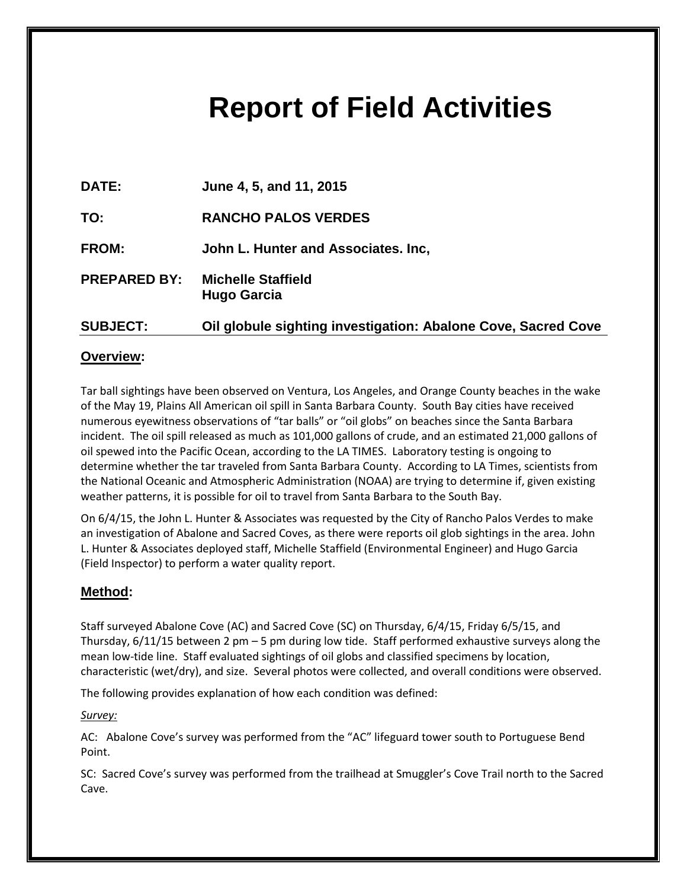# Report of Field Activities

**DATE:** June 4, 5, and 11, 2015

**TO:** RANCHO PALOS VERDES

**FROM:** John L. Hunter and Associates. Inc,

**PREPARED BY:** Michelle Staffield
Hugo Garcia

**SUBJECT:** Oil globule sighting investigation: Abalone Cove, Sacred Cove

## Overview:

Tar ball sightings have been observed on Ventura, Los Angeles, and Orange County beaches in the wake of the May 19, Plains All American oil spill in Santa Barbara County. South Bay cities have received numerous eyewitness observations of "tar balls" or "oil globs" on beaches since the Santa Barbara incident. The oil spill released as much as 101,000 gallons of crude, and an estimated 21,000 gallons of oil spewed into the Pacific Ocean, according to the LA TIMES. Laboratory testing is ongoing to determine whether the tar traveled from Santa Barbara County. According to LA Times, scientists from the National Oceanic and Atmospheric Administration (NOAA) are trying to determine if, given existing weather patterns, it is possible for oil to travel from Santa Barbara to the South Bay.

On 6/4/15, the John L. Hunter & Associates was requested by the City of Rancho Palos Verdes to make an investigation of Abalone and Sacred Coves, as there were reports oil glob sightings in the area. John L. Hunter & Associates deployed staff, Michelle Staffield (Environmental Engineer) and Hugo Garcia (Field Inspector) to perform a water quality report.

## Method:

Staff surveyed Abalone Cove (AC) and Sacred Cove (SC) on Thursday, 6/4/15, Friday 6/5/15, and Thursday, 6/11/15 between 2 pm – 5 pm during low tide. Staff performed exhaustive surveys along the mean low-tide line. Staff evaluated sightings of oil globs and classified specimens by location, characteristic (wet/dry), and size. Several photos were collected, and overall conditions were observed.

The following provides explanation of how each condition was defined:

*Survey:*

AC: Abalone Cove's survey was performed from the "AC" lifeguard tower south to Portuguese Bend Point.

SC: Sacred Cove's survey was performed from the trailhead at Smuggler's Cove Trail north to the Sacred Cave.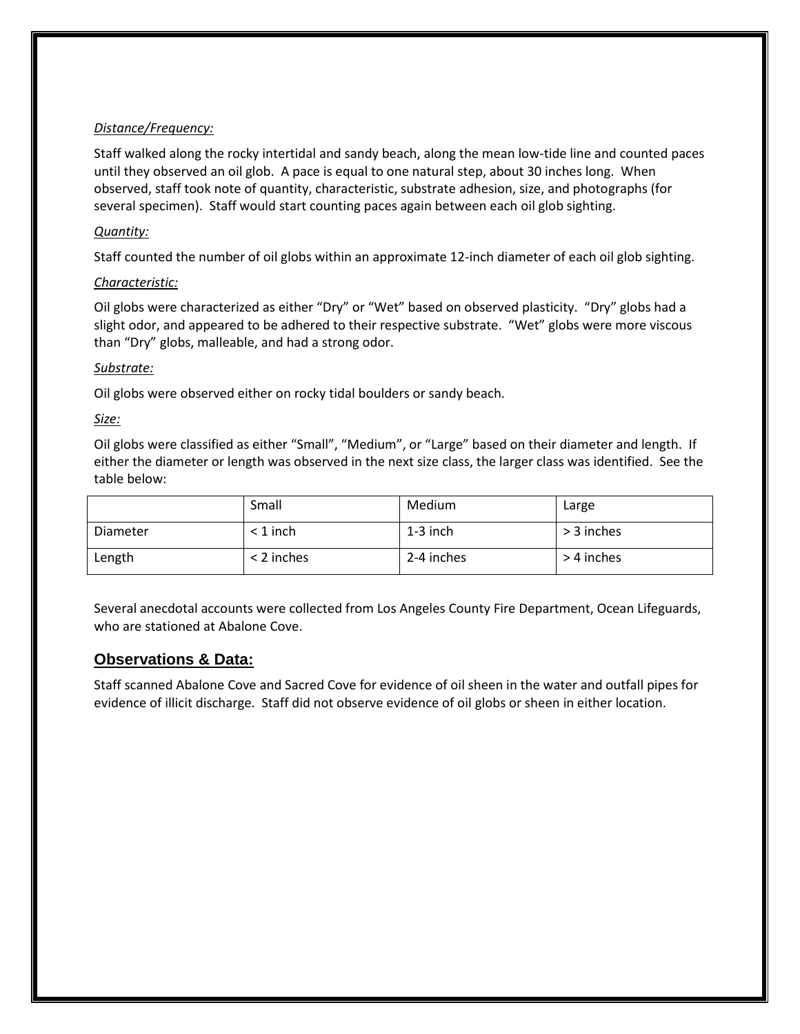*Distance/Frequency:*

Staff walked along the rocky intertidal and sandy beach, along the mean low-tide line and counted paces until they observed an oil glob. A pace is equal to one natural step, about 30 inches long. When observed, staff took note of quantity, characteristic, substrate adhesion, size, and photographs (for several specimen). Staff would start counting paces again between each oil glob sighting.

*Quantity:*

Staff counted the number of oil globs within an approximate 12-inch diameter of each oil glob sighting.

*Characteristic:*

Oil globs were characterized as either "Dry" or "Wet" based on observed plasticity. "Dry" globs had a slight odor, and appeared to be adhered to their respective substrate. "Wet" globs were more viscous than "Dry" globs, malleable, and had a strong odor.

*Substrate:*

Oil globs were observed either on rocky tidal boulders or sandy beach.

*Size:*

Oil globs were classified as either "Small", "Medium", or "Large" based on their diameter and length. If either the diameter or length was observed in the next size class, the larger class was identified. See the table below:

| | Small | Medium | Large |
|---|---|---|---|
| Diameter | < 1 inch | 1-3 inch | > 3 inches |
| Length | < 2 inches | 2-4 inches | > 4 inches |

Several anecdotal accounts were collected from Los Angeles County Fire Department, Ocean Lifeguards, who are stationed at Abalone Cove.

## Observations & Data:

Staff scanned Abalone Cove and Sacred Cove for evidence of oil sheen in the water and outfall pipes for evidence of illicit discharge. Staff did not observe evidence of oil globs or sheen in either location.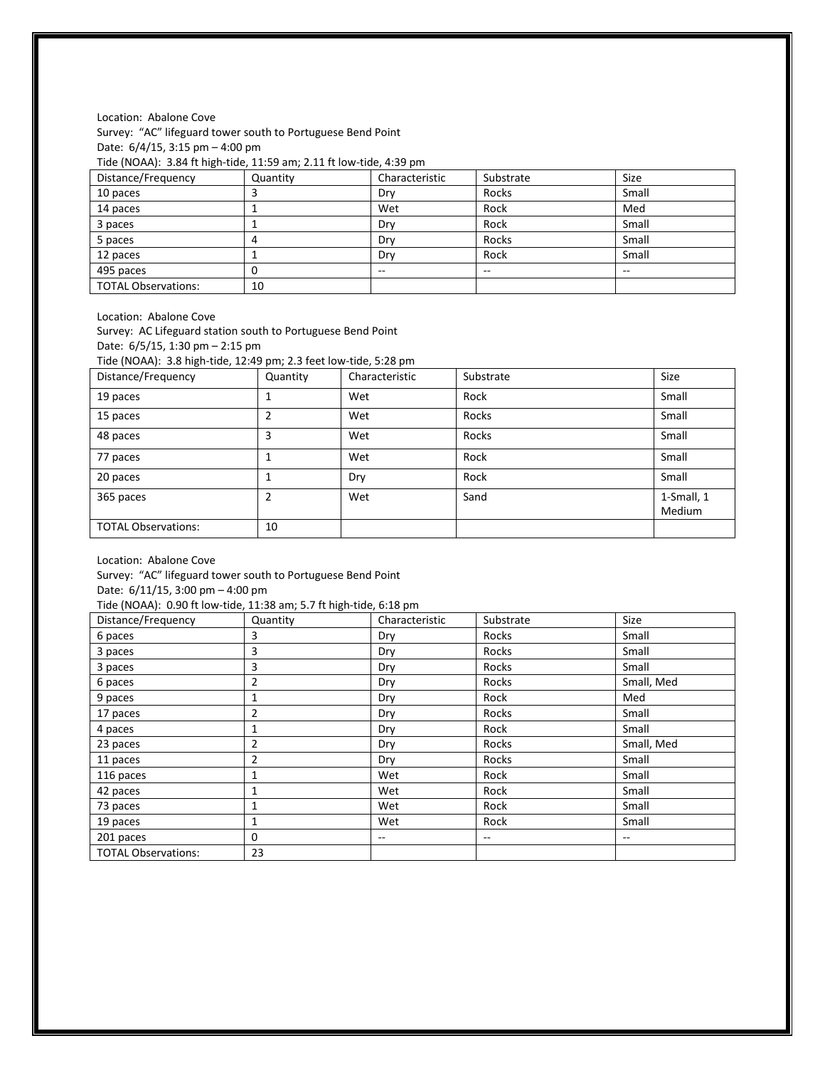Location: Abalone Cove

Survey: "AC" lifeguard tower south to Portuguese Bend Point

Date: 6/4/15, 3:15 pm – 4:00 pm

Tide (NOAA): 3.84 ft high-tide, 11:59 am; 2.11 ft low-tide, 4:39 pm

| Distance/Frequency | Quantity | Characteristic | Substrate | Size |
|---|---|---|---|---|
| 10 paces | 3 | Dry | Rocks | Small |
| 14 paces | 1 | Wet | Rock | Med |
| 3 paces | 1 | Dry | Rock | Small |
| 5 paces | 4 | Dry | Rocks | Small |
| 12 paces | 1 | Dry | Rock | Small |
| 495 paces | 0 | -- | -- | -- |
| TOTAL Observations: | 10 | | | |

Location: Abalone Cove

Survey: AC Lifeguard station south to Portuguese Bend Point

Date: 6/5/15, 1:30 pm – 2:15 pm

Tide (NOAA): 3.8 high-tide, 12:49 pm; 2.3 feet low-tide, 5:28 pm

| Distance/Frequency | Quantity | Characteristic | Substrate | Size |
|---|---|---|---|---|
| 19 paces | 1 | Wet | Rock | Small |
| 15 paces | 2 | Wet | Rocks | Small |
| 48 paces | 3 | Wet | Rocks | Small |
| 77 paces | 1 | Wet | Rock | Small |
| 20 paces | 1 | Dry | Rock | Small |
| 365 paces | 2 | Wet | Sand | 1-Small, 1 Medium |
| TOTAL Observations: | 10 | | | |

Location: Abalone Cove

Survey: "AC" lifeguard tower south to Portuguese Bend Point

Date: 6/11/15, 3:00 pm – 4:00 pm

Tide (NOAA): 0.90 ft low-tide, 11:38 am; 5.7 ft high-tide, 6:18 pm

| Distance/Frequency | Quantity | Characteristic | Substrate | Size |
|---|---|---|---|---|
| 6 paces | 3 | Dry | Rocks | Small |
| 3 paces | 3 | Dry | Rocks | Small |
| 3 paces | 3 | Dry | Rocks | Small |
| 6 paces | 2 | Dry | Rocks | Small, Med |
| 9 paces | 1 | Dry | Rock | Med |
| 17 paces | 2 | Dry | Rocks | Small |
| 4 paces | 1 | Dry | Rock | Small |
| 23 paces | 2 | Dry | Rocks | Small, Med |
| 11 paces | 2 | Dry | Rocks | Small |
| 116 paces | 1 | Wet | Rock | Small |
| 42 paces | 1 | Wet | Rock | Small |
| 73 paces | 1 | Wet | Rock | Small |
| 19 paces | 1 | Wet | Rock | Small |
| 201 paces | 0 | -- | -- | -- |
| TOTAL Observations: | 23 | | | |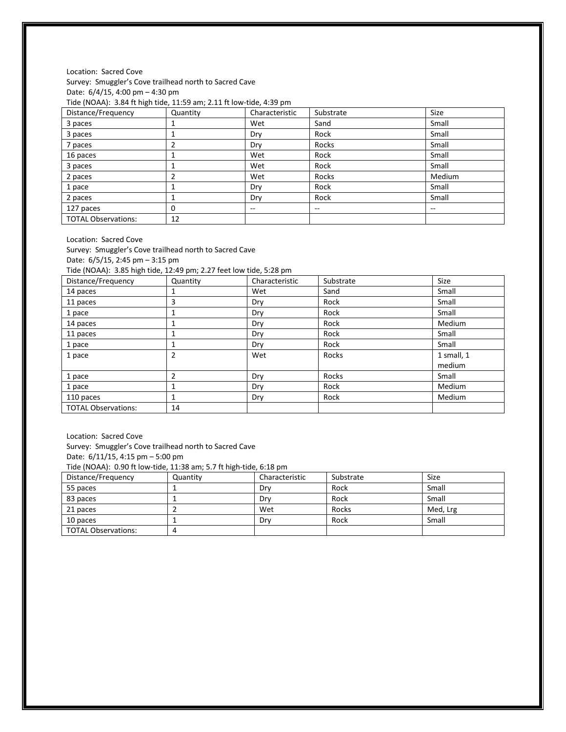Location: Sacred Cove
Survey: Smuggler's Cove trailhead north to Sacred Cave
Date: 6/4/15, 4:00 pm – 4:30 pm
Tide (NOAA): 3.84 ft high tide, 11:59 am; 2.11 ft low-tide, 4:39 pm

| Distance/Frequency | Quantity | Characteristic | Substrate | Size |
|---|---|---|---|---|
| 3 paces | 1 | Wet | Sand | Small |
| 3 paces | 1 | Dry | Rock | Small |
| 7 paces | 2 | Dry | Rocks | Small |
| 16 paces | 1 | Wet | Rock | Small |
| 3 paces | 1 | Wet | Rock | Small |
| 2 paces | 2 | Wet | Rocks | Medium |
| 1 pace | 1 | Dry | Rock | Small |
| 2 paces | 1 | Dry | Rock | Small |
| 127 paces | 0 | -- | -- | -- |
| TOTAL Observations: | 12 | | | |

Location: Sacred Cove
Survey: Smuggler's Cove trailhead north to Sacred Cave
Date: 6/5/15, 2:45 pm – 3:15 pm
Tide (NOAA): 3.85 high tide, 12:49 pm; 2.27 feet low tide, 5:28 pm

| Distance/Frequency | Quantity | Characteristic | Substrate | Size |
|---|---|---|---|---|
| 14 paces | 1 | Wet | Sand | Small |
| 11 paces | 3 | Dry | Rock | Small |
| 1 pace | 1 | Dry | Rock | Small |
| 14 paces | 1 | Dry | Rock | Medium |
| 11 paces | 1 | Dry | Rock | Small |
| 1 pace | 1 | Dry | Rock | Small |
| 1 pace | 2 | Wet | Rocks | 1 small, 1 medium |
| 1 pace | 2 | Dry | Rocks | Small |
| 1 pace | 1 | Dry | Rock | Medium |
| 110 paces | 1 | Dry | Rock | Medium |
| TOTAL Observations: | 14 | | | |

Location: Sacred Cove
Survey: Smuggler's Cove trailhead north to Sacred Cave
Date: 6/11/15, 4:15 pm – 5:00 pm
Tide (NOAA): 0.90 ft low-tide, 11:38 am; 5.7 ft high-tide, 6:18 pm

| Distance/Frequency | Quantity | Characteristic | Substrate | Size |
|---|---|---|---|---|
| 55 paces | 1 | Dry | Rock | Small |
| 83 paces | 1 | Dry | Rock | Small |
| 21 paces | 2 | Wet | Rocks | Med, Lrg |
| 10 paces | 1 | Dry | Rock | Small |
| TOTAL Observations: | 4 | | | |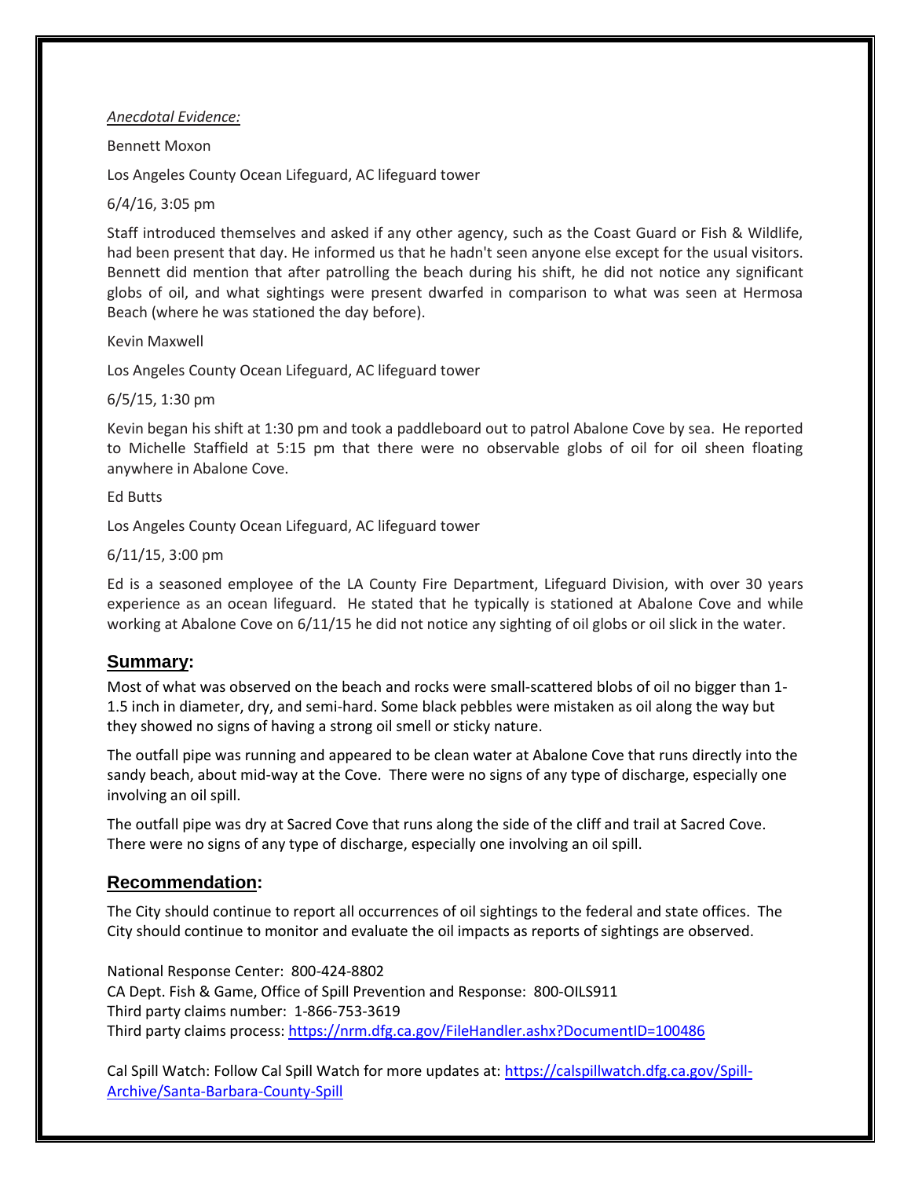*Anecdotal Evidence:*

Bennett Moxon

Los Angeles County Ocean Lifeguard, AC lifeguard tower

6/4/16, 3:05 pm

Staff introduced themselves and asked if any other agency, such as the Coast Guard or Fish & Wildlife, had been present that day. He informed us that he hadn't seen anyone else except for the usual visitors. Bennett did mention that after patrolling the beach during his shift, he did not notice any significant globs of oil, and what sightings were present dwarfed in comparison to what was seen at Hermosa Beach (where he was stationed the day before).

Kevin Maxwell

Los Angeles County Ocean Lifeguard, AC lifeguard tower

6/5/15, 1:30 pm

Kevin began his shift at 1:30 pm and took a paddleboard out to patrol Abalone Cove by sea. He reported to Michelle Staffield at 5:15 pm that there were no observable globs of oil for oil sheen floating anywhere in Abalone Cove.

Ed Butts

Los Angeles County Ocean Lifeguard, AC lifeguard tower

6/11/15, 3:00 pm

Ed is a seasoned employee of the LA County Fire Department, Lifeguard Division, with over 30 years experience as an ocean lifeguard. He stated that he typically is stationed at Abalone Cove and while working at Abalone Cove on 6/11/15 he did not notice any sighting of oil globs or oil slick in the water.

## **Summary:**

Most of what was observed on the beach and rocks were small-scattered blobs of oil no bigger than 1-1.5 inch in diameter, dry, and semi-hard. Some black pebbles were mistaken as oil along the way but they showed no signs of having a strong oil smell or sticky nature.

The outfall pipe was running and appeared to be clean water at Abalone Cove that runs directly into the sandy beach, about mid-way at the Cove. There were no signs of any type of discharge, especially one involving an oil spill.

The outfall pipe was dry at Sacred Cove that runs along the side of the cliff and trail at Sacred Cove. There were no signs of any type of discharge, especially one involving an oil spill.

## **Recommendation:**

The City should continue to report all occurrences of oil sightings to the federal and state offices. The City should continue to monitor and evaluate the oil impacts as reports of sightings are observed.

National Response Center: 800-424-8802
CA Dept. Fish & Game, Office of Spill Prevention and Response: 800-OILS911
Third party claims number: 1-866-753-3619
Third party claims process: https://nrm.dfg.ca.gov/FileHandler.ashx?DocumentID=100486

Cal Spill Watch: Follow Cal Spill Watch for more updates at: https://calspillwatch.dfg.ca.gov/Spill-Archive/Santa-Barbara-County-Spill